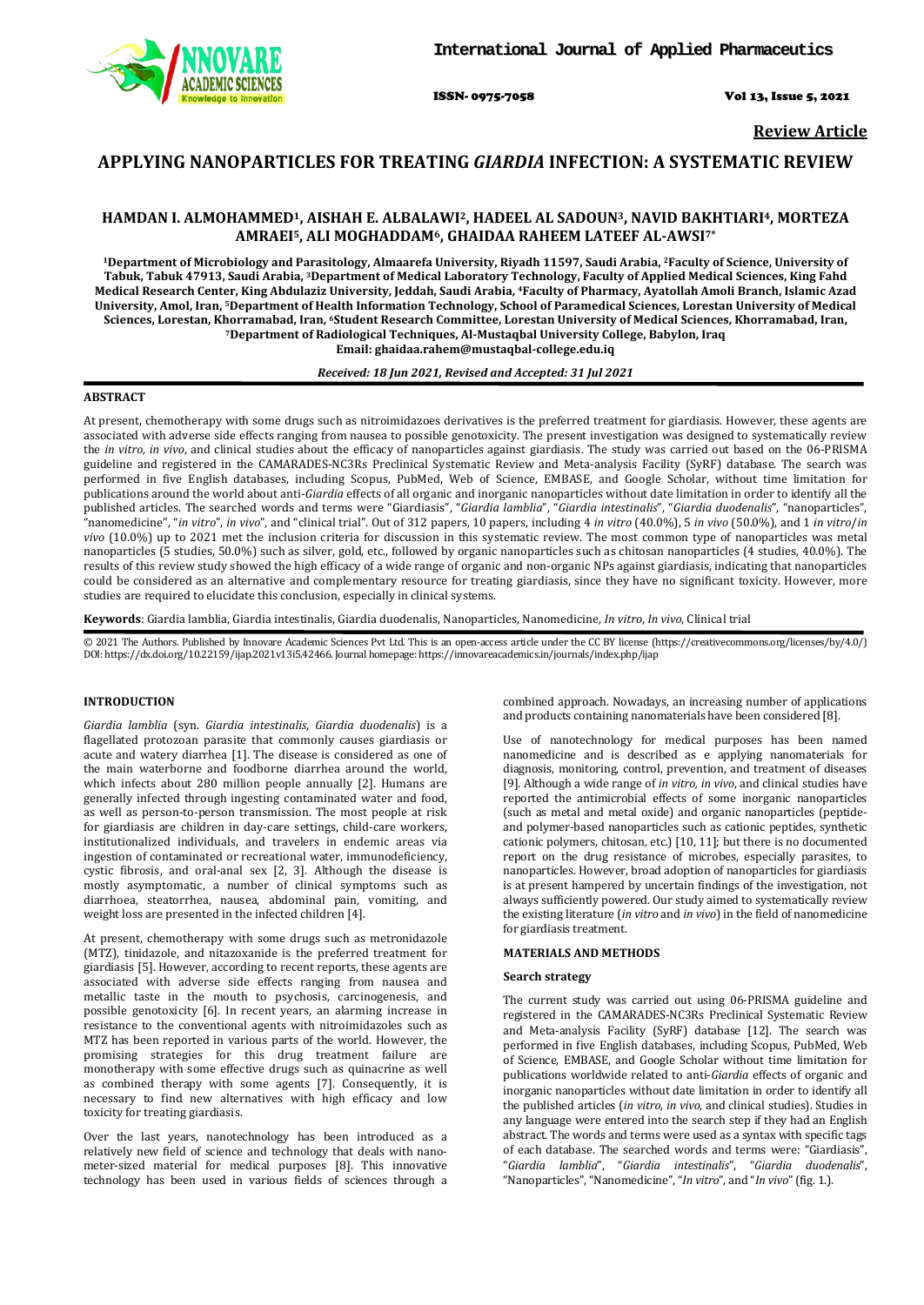# APPLYING NANOPARTICLES FOR TREATING *GIARDIA* INFECTION: A SYSTEMATIC REVIEW

**Review Article**

**HAMDAN I. ALMOHAMMED[1], AISHAH E. ALBALAWI[2], HADEEL AL SADOUN[3], NAVID BAKHTIARI[4], MORTEZA AMRAEI[5], ALI MOGHADDAM[6], GHAIDAA RAHEEM LATEEF AL-AWSI[7*]**

**[1]Department of Microbiology and Parasitology, Almaarefa University, Riyadh 11597, Saudi Arabia, [2]Faculty of Science, University of Tabuk, Tabuk 47913, Saudi Arabia, [3]Department of Medical Laboratory Technology, Faculty of Applied Medical Sciences, King Fahd Medical Research Center, King Abdulaziz University, Jeddah, Saudi Arabia, [4]Faculty of Pharmacy, Ayatollah Amoli Branch, Islamic Azad University, Amol, Iran, [5]Department of Health Information Technology, School of Paramedical Sciences, Lorestan University of Medical Sciences, Lorestan, Khorramabad, Iran, [6]Student Research Committee, Lorestan University of Medical Sciences, Khorramabad, Iran, [7]Department of Radiological Techniques, Al-Mustaqbal University College, Babylon, Iraq**
**Email: ghaidaa.rahem@mustaqbal-college.edu.iq**

***Received: 18 Jun 2021, Revised and Accepted: 31 Jul 2021***

## ABSTRACT

At present, chemotherapy with some drugs such as nitroimidazoes derivatives is the preferred treatment for giardiasis. However, these agents are associated with adverse side effects ranging from nausea to possible genotoxicity. The present investigation was designed to systematically review the *in vitro*, *in vivo*, and clinical studies about the efficacy of nanoparticles against giardiasis. The study was carried out based on the 06-PRISMA guideline and registered in the CAMARADES-NC3Rs Preclinical Systematic Review and Meta-analysis Facility (SyRF) database. The search was performed in five English databases, including Scopus, PubMed, Web of Science, EMBASE, and Google Scholar, without time limitation for publications around the world about anti-*Giardia* effects of all organic and inorganic nanoparticles without date limitation in order to identify all the published articles. The searched words and terms were "Giardiasis", "*Giardia lamblia*", "*Giardia intestinalis*", "*Giardia duodenalis*", "nanoparticles", "nanomedicine", "*in vitro*", *in vivo*", and "clinical trial". Out of 312 papers, 10 papers, including 4 *in vitro* (40.0%), 5 *in vivo* (50.0%), and 1 *in vitro*/*in vivo* (10.0%) up to 2021 met the inclusion criteria for discussion in this systematic review. The most common type of nanoparticles was metal nanoparticles (5 studies, 50.0%) such as silver, gold, etc., followed by organic nanoparticles such as chitosan nanoparticles (4 studies, 40.0%). The results of this review study showed the high efficacy of a wide range of organic and non-organic NPs against giardiasis, indicating that nanoparticles could be considered as an alternative and complementary resource for treating giardiasis, since they have no significant toxicity. However, more studies are required to elucidate this conclusion, especially in clinical systems.

**Keywords**: Giardia lamblia, Giardia intestinalis, Giardia duodenalis, Nanoparticles, Nanomedicine, *In vitro*, *In vivo*, Clinical trial

© 2021 The Authors. Published by Innovare Academic Sciences Pvt Ltd. This is an open-access article under the CC BY license (https://creativecommons.org/licenses/by/4.0/)
DOI: https://dx.doi.org/10.22159/ijap.2021v13i5.42466. Journal homepage: https://innovareacademics.in/journals/index.php/ijap

## INTRODUCTION

*Giardia lamblia* (syn. *Giardia intestinalis, Giardia duodenalis*) is a flagellated protozoan parasite that commonly causes giardiasis or acute and watery diarrhea [1]. The disease is considered as one of the main waterborne and foodborne diarrhea around the world, which infects about 280 million people annually [2]. Humans are generally infected through ingesting contaminated water and food, as well as person-to-person transmission. The most people at risk for giardiasis are children in day-care settings, child-care workers, institutionalized individuals, and travelers in endemic areas via ingestion of contaminated or recreational water, immunodeficiency, cystic fibrosis, and oral-anal sex [2, 3]. Although the disease is mostly asymptomatic, a number of clinical symptoms such as diarrhoea, steatorrhea, nausea, abdominal pain, vomiting, and weight loss are presented in the infected children [4].

At present, chemotherapy with some drugs such as metronidazole (MTZ), tinidazole, and nitazoxanide is the preferred treatment for giardiasis [5]. However, according to recent reports, these agents are associated with adverse side effects ranging from nausea and metallic taste in the mouth to psychosis, carcinogenesis, and possible genotoxicity [6]. In recent years, an alarming increase in resistance to the conventional agents with nitroimidazoles such as MTZ has been reported in various parts of the world. However, the promising strategies for this drug treatment failure are monotherapy with some effective drugs such as quinacrine as well as combined therapy with some agents [7]. Consequently, it is necessary to find new alternatives with high efficacy and low toxicity for treating giardiasis.

Over the last years, nanotechnology has been introduced as a relatively new field of science and technology that deals with nano-meter-sized material for medical purposes [8]. This innovative technology has been used in various fields of sciences through a combined approach. Nowadays, an increasing number of applications and products containing nanomaterials have been considered [8].

Use of nanotechnology for medical purposes has been named nanomedicine and is described as e applying nanomaterials for diagnosis, monitoring, control, prevention, and treatment of diseases [9]. Although a wide range of *in vitro, in vivo*, and clinical studies have reported the antimicrobial effects of some inorganic nanoparticles (such as metal and metal oxide) and organic nanoparticles (peptide- and polymer-based nanoparticles such as cationic peptides, synthetic cationic polymers, chitosan, etc.) [10, 11]; but there is no documented report on the drug resistance of microbes, especially parasites, to nanoparticles. However, broad adoption of nanoparticles for giardiasis is at present hampered by uncertain findings of the investigation, not always sufficiently powered. Our study aimed to systematically review the existing literature (*in vitro* and *in vivo*) in the field of nanomedicine for giardiasis treatment.

## MATERIALS AND METHODS

### Search strategy

The current study was carried out using 06-PRISMA guideline and registered in the CAMARADES-NC3Rs Preclinical Systematic Review and Meta-analysis Facility (SyRF) database [12]. The search was performed in five English databases, including Scopus, PubMed, Web of Science, EMBASE, and Google Scholar without time limitation for publications worldwide related to anti-*Giardia* effects of organic and inorganic nanoparticles without date limitation in order to identify all the published articles (*in vitro, in vivo*, and clinical studies). Studies in any language were entered into the search step if they had an English abstract. The words and terms were used as a syntax with specific tags of each database. The searched words and terms were: "Giardiasis", "*Giardia lamblia*", "*Giardia intestinalis*", "*Giardia duodenalis*", "Nanoparticles", "Nanomedicine", "*In vitro*", and "*In vivo*" (fig. 1.).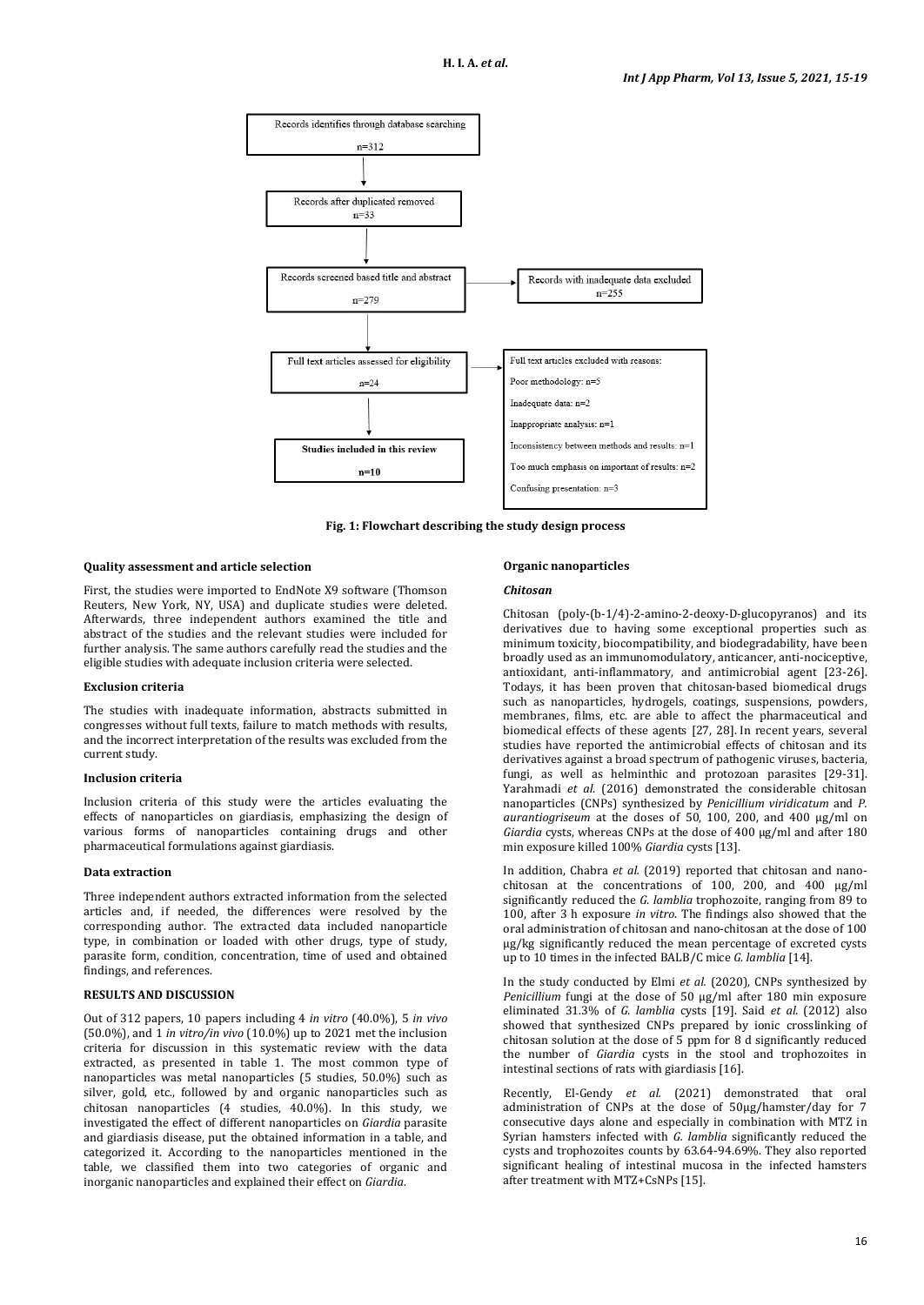Records identifies through database searching

n=312

Records after duplicated removed
n=33

Records screened based title and abstract

n=279

Records with inadequate data excluded
n=255

Full text articles assessed for eligibility

n=24

Full text articles excluded with reasons:

Poor methodology: n=5

Inadequate data: n=2

Inappropriate analysis: n=1

Inconsistency between methods and results: n=1

Too much emphasis on important of results: n=2

Confusing presentation: n=3

**Studies included in this review**

**n=10**

**Fig. 1: Flowchart describing the study design process**

### Quality assessment and article selection

First, the studies were imported to EndNote X9 software (Thomson Reuters, New York, NY, USA) and duplicate studies were deleted. Afterwards, three independent authors examined the title and abstract of the studies and the relevant studies were included for further analysis. The same authors carefully read the studies and the eligible studies with adequate inclusion criteria were selected.

### Exclusion criteria

The studies with inadequate information, abstracts submitted in congresses without full texts, failure to match methods with results, and the incorrect interpretation of the results was excluded from the current study.

### Inclusion criteria

Inclusion criteria of this study were the articles evaluating the effects of nanoparticles on giardiasis, emphasizing the design of various forms of nanoparticles containing drugs and other pharmaceutical formulations against giardiasis.

### Data extraction

Three independent authors extracted information from the selected articles and, if needed, the differences were resolved by the corresponding author. The extracted data included nanoparticle type, in combination or loaded with other drugs, type of study, parasite form, condition, concentration, time of used and obtained findings, and references.

## RESULTS AND DISCUSSION

Out of 312 papers, 10 papers including 4 *in vitro* (40.0%), 5 *in vivo* (50.0%), and 1 *in vitro/in vivo* (10.0%) up to 2021 met the inclusion criteria for discussion in this systematic review with the data extracted, as presented in table 1. The most common type of nanoparticles was metal nanoparticles (5 studies, 50.0%) such as silver, gold, etc., followed by and organic nanoparticles such as chitosan nanoparticles (4 studies, 40.0%). In this study, we investigated the effect of different nanoparticles on *Giardia* parasite and giardiasis disease, put the obtained information in a table, and categorized it. According to the nanoparticles mentioned in the table, we classified them into two categories of organic and inorganic nanoparticles and explained their effect on *Giardia*.

### Organic nanoparticles

#### *Chitosan*

Chitosan (poly-(b-1/4)-2-amino-2-deoxy-D-glucopyranos) and its derivatives due to having some exceptional properties such as minimum toxicity, biocompatibility, and biodegradability, have been broadly used as an immunomodulatory, anticancer, anti-nociceptive, antioxidant, anti-inflammatory, and antimicrobial agent [23-26]. Todays, it has been proven that chitosan-based biomedical drugs such as nanoparticles, hydrogels, coatings, suspensions, powders, membranes, films, etc. are able to affect the pharmaceutical and biomedical effects of these agents [27, 28]. In recent years, several studies have reported the antimicrobial effects of chitosan and its derivatives against a broad spectrum of pathogenic viruses, bacteria, fungi, as well as helminthic and protozoan parasites [29-31]. Yarahmadi *et al.* (2016) demonstrated the considerable chitosan nanoparticles (CNPs) synthesized by *Penicillium viridicatum* and *P. aurantiogriseum* at the doses of 50, 100, 200, and 400 µg/ml on *Giardia* cysts, whereas CNPs at the dose of 400 µg/ml and after 180 min exposure killed 100% *Giardia* cysts [13].

In addition, Chabra *et al.* (2019) reported that chitosan and nano-chitosan at the concentrations of 100, 200, and 400 µg/ml significantly reduced the *G. lamblia* trophozoite, ranging from 89 to 100, after 3 h exposure *in vitro*. The findings also showed that the oral administration of chitosan and nano-chitosan at the dose of 100 µg/kg significantly reduced the mean percentage of excreted cysts up to 10 times in the infected BALB/C mice *G. lamblia* [14].

In the study conducted by Elmi *et al.* (2020), CNPs synthesized by *Penicillium* fungi at the dose of 50 µg/ml after 180 min exposure eliminated 31.3% of *G. lamblia* cysts [19]. Said *et al.* (2012) also showed that synthesized CNPs prepared by ionic crosslinking of chitosan solution at the dose of 5 ppm for 8 d significantly reduced the number of *Giardia* cysts in the stool and trophozoites in intestinal sections of rats with giardiasis [16].

Recently, El-Gendy *et al.* (2021) demonstrated that oral administration of CNPs at the dose of 50µg/hamster/day for 7 consecutive days alone and especially in combination with MTZ in Syrian hamsters infected with *G. lamblia* significantly reduced the cysts and trophozoites counts by 63.64-94.69%. They also reported significant healing of intestinal mucosa in the infected hamsters after treatment with MTZ+CsNPs [15].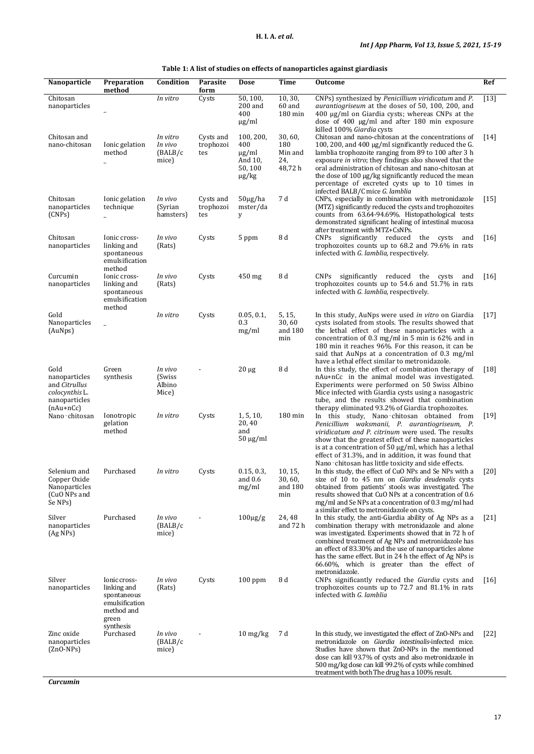**Table 1: A list of studies on effects of nanoparticles against giardiasis**

| Nanoparticle | Preparation method | Condition | Parasite form | Dose | Time | Outcome | Ref |
|---|---|---|---|---|---|---|---|
| Chitosan nanoparticles | _ | *In vitro* | Cysts | 50, 100, 200 and 400 µg/ml | 10, 30, 60 and 180 min | CNPs) synthesized by *Penicillium viridicatum* and *P. aurantiogriseum* at the doses of 50, 100, 200, and 400 µg/ml on Giardia cysts; whereas CNPs at the dose of 400 µg/ml and after 180 min exposure killed 100% *Giardia* cysts | [13] |
| Chitosan and nano-chitosan | Ionic gelation method _ | *In vitro* *In vivo* (BALB/c mice) | Cysts and trophozoites | 100, 200, 400 µg/ml And 10, 50, 100 µg/kg | 30, 60, 180 Min and 24, 48,72 h | Chitosan and nano-chitosan at the concentrations of 100, 200, and 400 µg/ml significantly reduced the G. lamblia trophozoite ranging from 89 to 100 after 3 h exposure *in vitro*; they findings also showed that the oral administration of chitosan and nano-chitosan at the dose of 100 µg/kg significantly reduced the mean percentage of excreted cysts up to 10 times in infected BALB/C mice *G. lamblia* | [14] |
| Chitosan nanoparticles (CNPs) | Ionic gelation technique _ | *In vivo* (Syrian hamsters) | Cysts and trophozoites | 50µg/hamster/day | 7 d | CNPs, especially in combination with metronidazole (MTZ) significantly reduced the cysts and trophozoites counts from 63.64-94.69%. Histopathological tests demonstrated significant healing of intestinal mucosa after treatment with MTZ+CsNPs. | [15] |
| Chitosan nanoparticles | Ionic cross-linking and spontaneous emulsification method | *In vivo* (Rats) | Cysts | 5 ppm | 8 d | CNPs significantly reduced the cysts and trophozoites counts up to 68.2 and 79.6% in rats infected with *G. lamblia*, respectively. | [16] |
| Curcumin nanoparticles | Ionic cross-linking and spontaneous emulsification method | *In vivo* (Rats) | Cysts | 450 mg | 8 d | CNPs significantly reduced the cysts and trophozoites counts up to 54.6 and 51.7% in rats infected with *G. lamblia*, respectively. | [16] |
| Gold Nanoparticles (AuNps) | _ | *In vitro* | Cysts | 0.05, 0.1, 0.3 mg/ml | 5, 15, 30, 60 and 180 min | In this study, AuNps were used *in vitro* on Giardia cysts isolated from stools. The results showed that the lethal effect of these nanoparticles with a concentration of 0.3 mg/ml in 5 min is 62% and in 180 min it reaches 96%. For this reason, it can be said that AuNps at a concentration of 0.3 mg/ml have a lethal effect similar to metronidazole. | [17] |
| Gold nanoparticles and *Citrullus colocynthis* L. nanoparticles (nAu+nCc) | Green synthesis | *In vivo* (Swiss Albino Mice) | - | 20 µg | 8 d | In this study, the effect of combination therapy of nAu+nCc in the animal model was investigated. Experiments were performed on 50 Swiss Albino Mice infected with Giardia cysts using a nasogastric tube, and the results showed that combination therapy eliminated 93.2% of Giardia trophozoites. | [18] |
| Nano-chitosan | Ionotropic gelation method | *In vitro* | Cysts | 1, 5, 10, 20, 40 and 50 µg/ml | 180 min | In this study, Nano-chitosan obtained from *Penicillium waksmanii*, *P. aurantiogriseum*, *P. viridicatum and P. citrinum* were used. The results show that the greatest effect of these nanoparticles is at a concentration of 50 µg/ml, which has a lethal effect of 31.3%, and in addition, it was found that Nano-chitosan has little toxicity and side effects. | [19] |
| Selenium and Copper Oxide Nanoparticles (CuO NPs and Se NPs) | Purchased | *In vitro* | Cysts | 0.15, 0.3, and 0.6 mg/ml | 10, 15, 30, 60, and 180 min | In this study, the effect of CuO NPs and Se NPs with a size of 10 to 45 nm on *Giardia deudenalis* cysts obtained from patients' stools was investigated. The results showed that CuO NPs at a concentration of 0.6 mg/ml and Se NPs at a concentration of 0.3 mg/ml had a similar effect to metronidazole on cysts. | [20] |
| Silver nanoparticles (Ag NPs) | Purchased | *In vivo* (BALB/c mice) | - | 100µg/g | 24, 48 and 72 h | In this study, the anti-Giardia ability of Ag NPs as a combination therapy with metronidazole and alone was investigated. Experiments showed that in 72 h of combined treatment of Ag NPs and metronidazole has an effect of 83.30% and the use of nanoparticles alone has the same effect. But in 24 h the effect of Ag NPs is 66.60%, which is greater than the effect of metronidazole. | [21] |
| Silver nanoparticles | Ionic cross-linking and spontaneous emulsification method and green synthesis | *In vivo* (Rats) | Cysts | 100 ppm | 8 d | CNPs significantly reduced the *Giardia* cysts and trophozoites counts up to 72.7 and 81.1% in rats infected with *G. lamblia* | [16] |
| Zinc oxide nanoparticles (ZnO-NPs) | Purchased | *In vivo* (BALB/c mice) | - | 10 mg/kg | 7 d | In this study, we investigated the effect of ZnO-NPs and metronidazole on *Giardia intestinalis*-infected mice. Studies have shown that ZnO-NPs in the mentioned dose can kill 93.7% of cysts and also metronidazole in 500 mg/kg dose can kill 99.2% of cysts while combined treatment with both The drug has a 100% result. | [22] |

***Curcumin***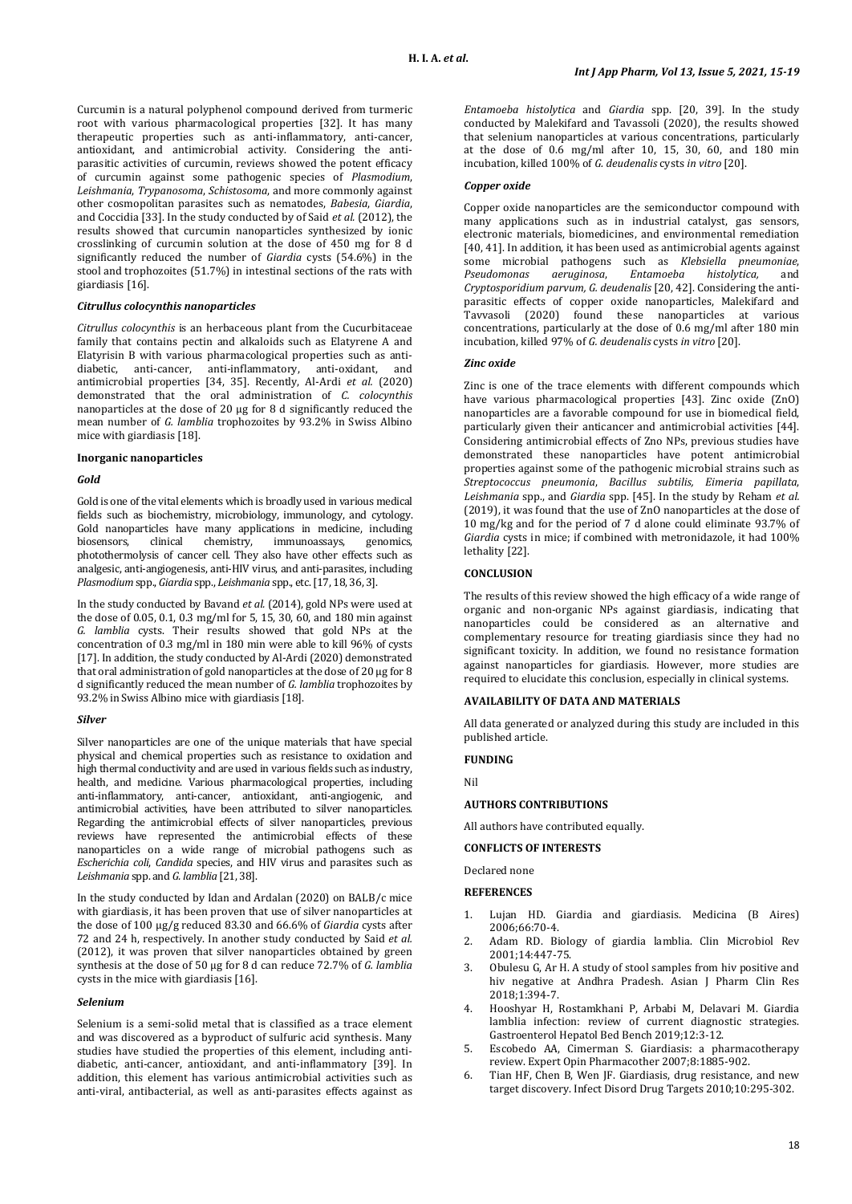Curcumin is a natural polyphenol compound derived from turmeric root with various pharmacological properties [32]. It has many therapeutic properties such as anti-inflammatory, anti-cancer, antioxidant, and antimicrobial activity. Considering the anti-parasitic activities of curcumin, reviews showed the potent efficacy of curcumin against some pathogenic species of *Plasmodium*, *Leishmania*, *Trypanosoma*, *Schistosoma*, and more commonly against other cosmopolitan parasites such as nematodes, *Babesia*, *Giardia*, and Coccidia [33]. In the study conducted by of Said *et al.* (2012), the results showed that curcumin nanoparticles synthesized by ionic crosslinking of curcumin solution at the dose of 450 mg for 8 d significantly reduced the number of *Giardia* cysts (54.6%) in the stool and trophozoites (51.7%) in intestinal sections of the rats with giardiasis [16].

#### *Citrullus colocynthis nanoparticles*

*Citrullus colocynthis* is an herbaceous plant from the Cucurbitaceae family that contains pectin and alkaloids such as Elatyrene A and Elatyrisin B with various pharmacological properties such as anti-diabetic, anti-cancer, anti-inflammatory, anti-oxidant, and antimicrobial properties [34, 35]. Recently, Al-Ardi *et al.* (2020) demonstrated that the oral administration of *C. colocynthis* nanoparticles at the dose of 20 µg for 8 d significantly reduced the mean number of *G. lamblia* trophozoites by 93.2% in Swiss Albino mice with giardiasis [18].

### Inorganic nanoparticles

#### *Gold*

Gold is one of the vital elements which is broadly used in various medical fields such as biochemistry, microbiology, immunology, and cytology. Gold nanoparticles have many applications in medicine, including biosensors, clinical chemistry, immunoassays, genomics, photothermolysis of cancer cell. They also have other effects such as analgesic, anti-angiogenesis, anti-HIV virus, and anti-parasites, including *Plasmodium* spp., *Giardia* spp., *Leishmania* spp., etc. [17, 18, 36, 3].

In the study conducted by Bavand *et al.* (2014), gold NPs were used at the dose of 0.05, 0.1, 0.3 mg/ml for 5, 15, 30, 60, and 180 min against *G. lamblia* cysts. Their results showed that gold NPs at the concentration of 0.3 mg/ml in 180 min were able to kill 96% of cysts [17]. In addition, the study conducted by Al-Ardi (2020) demonstrated that oral administration of gold nanoparticles at the dose of 20 µg for 8 d significantly reduced the mean number of *G. lamblia* trophozoites by 93.2% in Swiss Albino mice with giardiasis [18].

#### *Silver*

Silver nanoparticles are one of the unique materials that have special physical and chemical properties such as resistance to oxidation and high thermal conductivity and are used in various fields such as industry, health, and medicine. Various pharmacological properties, including anti-inflammatory, anti-cancer, antioxidant, anti-angiogenic, and antimicrobial activities, have been attributed to silver nanoparticles. Regarding the antimicrobial effects of silver nanoparticles, previous reviews have represented the antimicrobial effects of these nanoparticles on a wide range of microbial pathogens such as *Escherichia coli*, *Candida* species, and HIV virus and parasites such as *Leishmania* spp. and *G. lamblia* [21, 38].

In the study conducted by Idan and Ardalan (2020) on BALB/c mice with giardiasis, it has been proven that use of silver nanoparticles at the dose of 100 µg/g reduced 83.30 and 66.6% of *Giardia* cysts after 72 and 24 h, respectively. In another study conducted by Said *et al.* (2012), it was proven that silver nanoparticles obtained by green synthesis at the dose of 50 µg for 8 d can reduce 72.7% of *G. lamblia* cysts in the mice with giardiasis [16].

#### *Selenium*

Selenium is a semi-solid metal that is classified as a trace element and was discovered as a byproduct of sulfuric acid synthesis. Many studies have studied the properties of this element, including anti-diabetic, anti-cancer, antioxidant, and anti-inflammatory [39]. In addition, this element has various antimicrobial activities such as anti-viral, antibacterial, as well as anti-parasites effects against as *Entamoeba histolytica* and *Giardia* spp. [20, 39]. In the study conducted by Malekifard and Tavassoli (2020), the results showed that selenium nanoparticles at various concentrations, particularly at the dose of 0.6 mg/ml after 10, 15, 30, 60, and 180 min incubation, killed 100% of *G. deudenalis* cysts *in vitro* [20].

#### *Copper oxide*

Copper oxide nanoparticles are the semiconductor compound with many applications such as in industrial catalyst, gas sensors, electronic materials, biomedicines, and environmental remediation [40, 41]. In addition, it has been used as antimicrobial agents against some microbial pathogens such as *Klebsiella pneumoniae*, *Pseudomonas aeruginosa*, *Entamoeba histolytica,* and *Cryptosporidium parvum*, *G. deudenalis* [20, 42]. Considering the anti-parasitic effects of copper oxide nanoparticles, Malekifard and Tavvasoli (2020) found these nanoparticles at various concentrations, particularly at the dose of 0.6 mg/ml after 180 min incubation, killed 97% of *G. deudenalis* cysts *in vitro* [20].

#### *Zinc oxide*

Zinc is one of the trace elements with different compounds which have various pharmacological properties [43]. Zinc oxide (ZnO) nanoparticles are a favorable compound for use in biomedical field, particularly given their anticancer and antimicrobial activities [44]. Considering antimicrobial effects of Zno NPs, previous studies have demonstrated these nanoparticles have potent antimicrobial properties against some of the pathogenic microbial strains such as *Streptococcus pneumonia*, *Bacillus subtilis, Eimeria papillata*, *Leishmania* spp., and *Giardia* spp. [45]. In the study by Reham *et al.* (2019), it was found that the use of ZnO nanoparticles at the dose of 10 mg/kg and for the period of 7 d alone could eliminate 93.7% of *Giardia* cysts in mice; if combined with metronidazole, it had 100% lethality [22].

## CONCLUSION

The results of this review showed the high efficacy of a wide range of organic and non-organic NPs against giardiasis, indicating that nanoparticles could be considered as an alternative and complementary resource for treating giardiasis since they had no significant toxicity. In addition, we found no resistance formation against nanoparticles for giardiasis. However, more studies are required to elucidate this conclusion, especially in clinical systems.

## AVAILABILITY OF DATA AND MATERIALS

All data generated or analyzed during this study are included in this published article.

## FUNDING

Nil

## AUTHORS CONTRIBUTIONS

All authors have contributed equally.

## CONFLICTS OF INTERESTS

Declared none

## REFERENCES

1. Lujan HD. Giardia and giardiasis. Medicina (B Aires) 2006;66:70-4.
2. Adam RD. Biology of giardia lamblia. Clin Microbiol Rev 2001;14:447-75.
3. Obulesu G, Ar H. A study of stool samples from hiv positive and hiv negative at Andhra Pradesh. Asian J Pharm Clin Res 2018;1:394-7.
4. Hooshyar H, Rostamkhani P, Arbabi M, Delavari M. Giardia lamblia infection: review of current diagnostic strategies. Gastroenterol Hepatol Bed Bench 2019;12:3-12.
5. Escobedo AA, Cimerman S. Giardiasis: a pharmacotherapy review. Expert Opin Pharmacother 2007;8:1885-902.
6. Tian HF, Chen B, Wen JF. Giardiasis, drug resistance, and new target discovery. Infect Disord Drug Targets 2010;10:295-302.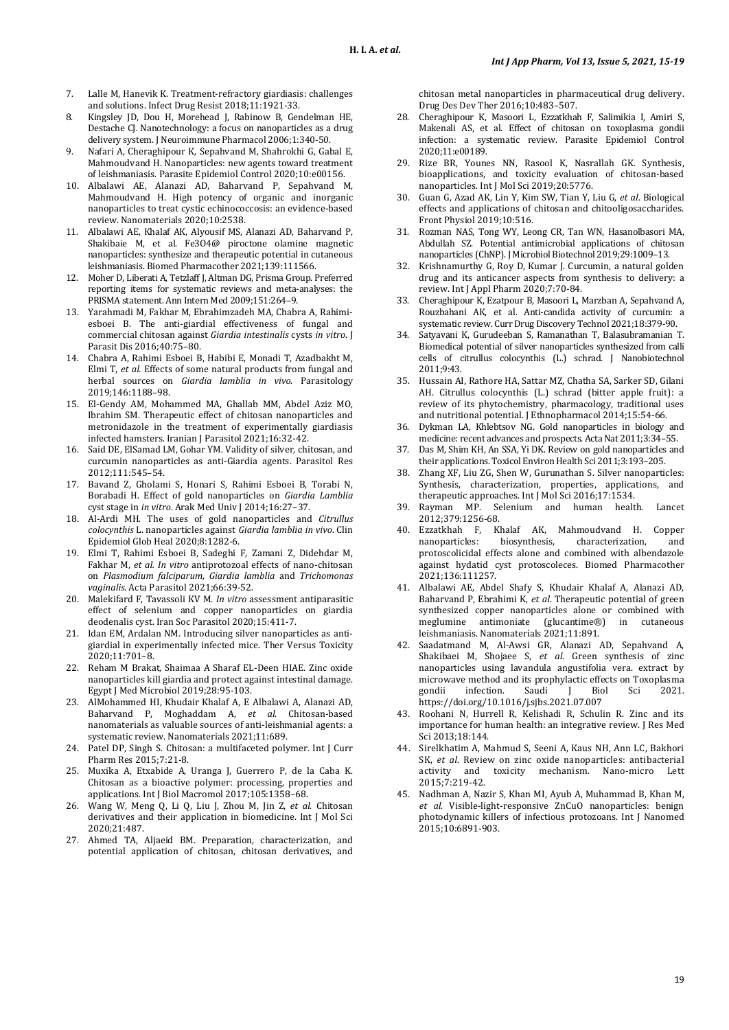7. Lalle M, Hanevik K. Treatment-refractory giardiasis: challenges and solutions. Infect Drug Resist 2018;11:1921-33.
8. Kingsley JD, Dou H, Morehead J, Rabinow B, Gendelman HE, Destache CJ. Nanotechnology: a focus on nanoparticles as a drug delivery system. J Neuroimmune Pharmacol 2006;1:340-50.
9. Nafari A, Cheraghipour K, Sepahvand M, Shahrokhi G, Gabal E, Mahmoudvand H. Nanoparticles: new agents toward treatment of leishmaniasis. Parasite Epidemiol Control 2020;10:e00156.
10. Albalawi AE, Alanazi AD, Baharvand P, Sepahvand M, Mahmoudvand H. High potency of organic and inorganic nanoparticles to treat cystic echinococcosis: an evidence-based review. Nanomaterials 2020;10:2538.
11. Albalawi AE, Khalaf AK, Alyousif MS, Alanazi AD, Baharvand P, Shakibaie M, et al. Fe3O4@ piroctone olamine magnetic nanoparticles: synthesize and therapeutic potential in cutaneous leishmaniasis. Biomed Pharmacother 2021;139:111566.
12. Moher D, Liberati A, Tetzlaff J, Altman DG, Prisma Group. Preferred reporting items for systematic reviews and meta-analyses: the PRISMA statement. Ann Intern Med 2009;151:264–9.
13. Yarahmadi M, Fakhar M, Ebrahimzadeh MA, Chabra A, Rahimi-esboei B. The anti-giardial effectiveness of fungal and commercial chitosan against *Giardia intestinalis* cysts *in vitro*. J Parasit Dis 2016;40:75–80.
14. Chabra A, Rahimi Esboei B, Habibi E, Monadi T, Azadbakht M, Elmi T, *et al.* Effects of some natural products from fungal and herbal sources on *Giardia lamblia in vivo*. Parasitology 2019;146:1188–98.
15. El-Gendy AM, Mohammed MA, Ghallab MM, Abdel Aziz MO, Ibrahim SM. Therapeutic effect of chitosan nanoparticles and metronidazole in the treatment of experimentally giardiasis infected hamsters. Iranian J Parasitol 2021;16:32-42.
16. Said DE, ElSamad LM, Gohar YM. Validity of silver, chitosan, and curcumin nanoparticles as anti-Giardia agents. Parasitol Res 2012;111:545–54.
17. Bavand Z, Gholami S, Honari S, Rahimi Esboei B, Torabi N, Borabadi H. Effect of gold nanoparticles on *Giardia Lamblia* cyst stage in *in vitro*. Arak Med Univ J 2014;16:27–37.
18. Al-Ardi MH. The uses of gold nanoparticles and *Citrullus colocynthis* L. nanoparticles against *Giardia lamblia in vivo*. Clin Epidemiol Glob Heal 2020;8:1282-6.
19. Elmi T, Rahimi Esboei B, Sadeghi F, Zamani Z, Didehdar M, Fakhar M, *et al. In vitro* antiprotozoal effects of nano-chitosan on *Plasmodium falciparum*, *Giardia lamblia* and *Trichomonas vaginalis*. Acta Parasitol 2021;66:39-52.
20. Malekifard F, Tavassoli KV M. *In vitro* assessment antiparasitic effect of selenium and copper nanoparticles on giardia deodenalis cyst. Iran Soc Parasitol 2020;15:411-7.
21. Idan EM, Ardalan NM. Introducing silver nanoparticles as anti-giardial in experimentally infected mice. Ther Versus Toxicity 2020;11:701–8.
22. Reham M Brakat, Shaimaa A Sharaf EL-Deen HIAE. Zinc oxide nanoparticles kill giardia and protect against intestinal damage. Egypt J Med Microbiol 2019;28:95-103.
23. AlMohammed HI, Khudair Khalaf A, E Albalawi A, Alanazi AD, Baharvand P, Moghaddam A, *et al.* Chitosan-based nanomaterials as valuable sources of anti-leishmanial agents: a systematic review. Nanomaterials 2021;11:689.
24. Patel DP, Singh S. Chitosan: a multifaceted polymer. Int J Curr Pharm Res 2015;7:21-8.
25. Muxika A, Etxabide A, Uranga J, Guerrero P, de la Caba K. Chitosan as a bioactive polymer: processing, properties and applications. Int J Biol Macromol 2017;105:1358–68.
26. Wang W, Meng Q, Li Q, Liu J, Zhou M, Jin Z, *et al.* Chitosan derivatives and their application in biomedicine. Int J Mol Sci 2020;21:487.
27. Ahmed TA, Aljaeid BM. Preparation, characterization, and potential application of chitosan, chitosan derivatives, and chitosan metal nanoparticles in pharmaceutical drug delivery. Drug Des Dev Ther 2016;10:483–507.
28. Cheraghipour K, Masoori L, Ezzatkhah F, Salimikia I, Amiri S, Makenali AS, et al. Effect of chitosan on toxoplasma gondii infection: a systematic review. Parasite Epidemiol Control 2020;11:e00189.
29. Rize BR, Younes NN, Rasool K, Nasrallah GK. Synthesis, bioapplications, and toxicity evaluation of chitosan-based nanoparticles. Int J Mol Sci 2019;20:5776.
30. Guan G, Azad AK, Lin Y, Kim SW, Tian Y, Liu G, *et al*. Biological effects and applications of chitosan and chitooligosaccharides. Front Physiol 2019;10:516.
31. Rozman NAS, Tong WY, Leong CR, Tan WN, Hasanolbasori MA, Abdullah SZ. Potential antimicrobial applications of chitosan nanoparticles (ChNP). J Microbiol Biotechnol 2019;29:1009–13.
32. Krishnamurthy G, Roy D, Kumar J. Curcumin, a natural golden drug and its anticancer aspects from synthesis to delivery: a review. Int J Appl Pharm 2020;7:70-84.
33. Cheraghipour K, Ezatpour B, Masoori L, Marzban A, Sepahvand A, Rouzbahani AK, et al. Anti-candida activity of curcumin: a systematic review. Curr Drug Discovery Technol 2021;18:379-90.
34. Satyavani K, Gurudeeban S, Ramanathan T, Balasubramanian T. Biomedical potential of silver nanoparticles synthesized from calli cells of citrullus colocynthis (L.) schrad. J Nanobiotechnol 2011;9:43.
35. Hussain AI, Rathore HA, Sattar MZ, Chatha SA, Sarker SD, Gilani AH. Citrullus colocynthis (L.) schrad (bitter apple fruit): a review of its phytochemistry, pharmacology, traditional uses and nutritional potential. J Ethnopharmacol 2014;15:54-66.
36. Dykman LA, Khlebtsov NG. Gold nanoparticles in biology and medicine: recent advances and prospects. Acta Nat 2011;3:34–55.
37. Das M, Shim KH, An SSA, Yi DK. Review on gold nanoparticles and their applications. Toxicol Environ Health Sci 2011;3:193–205.
38. Zhang XF, Liu ZG, Shen W, Gurunathan S. Silver nanoparticles: Synthesis, characterization, properties, applications, and therapeutic approaches. Int J Mol Sci 2016;17:1534.
39. Rayman MP. Selenium and human health. Lancet 2012;379:1256-68.
40. Ezzatkhah F, Khalaf AK, Mahmoudvand H. Copper nanoparticles: biosynthesis, characterization, and protoscolicidal effects alone and combined with albendazole against hydatid cyst protoscoleces. Biomed Pharmacother 2021;136:111257.
41. Albalawi AE, Abdel Shafy S, Khudair Khalaf A, Alanazi AD, Baharvand P, Ebrahimi K, *et al*. Therapeutic potential of green synthesized copper nanoparticles alone or combined with meglumine antimoniate (glucantime®) in cutaneous leishmaniasis. Nanomaterials 2021;11:891.
42. Saadatmand M, Al-Awsi GR, Alanazi AD, Sepahvand A, Shakibaei M, Shojaee S, *et al*. Green synthesis of zinc nanoparticles using lavandula angustifolia vera. extract by microwave method and its prophylactic effects on Toxoplasma gondii infection. Saudi J Biol Sci 2021. https://doi.org/10.1016/j.sjbs.2021.07.007
43. Roohani N, Hurrell R, Kelishadi R, Schulin R. Zinc and its importance for human health: an integrative review. J Res Med Sci 2013;18:144.
44. Sirelkhatim A, Mahmud S, Seeni A, Kaus NH, Ann LC, Bakhori SK, *et al*. Review on zinc oxide nanoparticles: antibacterial activity and toxicity mechanism. Nano-micro Lett 2015;7:219-42.
45. Nadhman A, Nazir S, Khan MI, Ayub A, Muhammad B, Khan M, *et al*. Visible-light-responsive ZnCuO nanoparticles: benign photodynamic killers of infectious protozoans. Int J Nanomed 2015;10:6891-903.